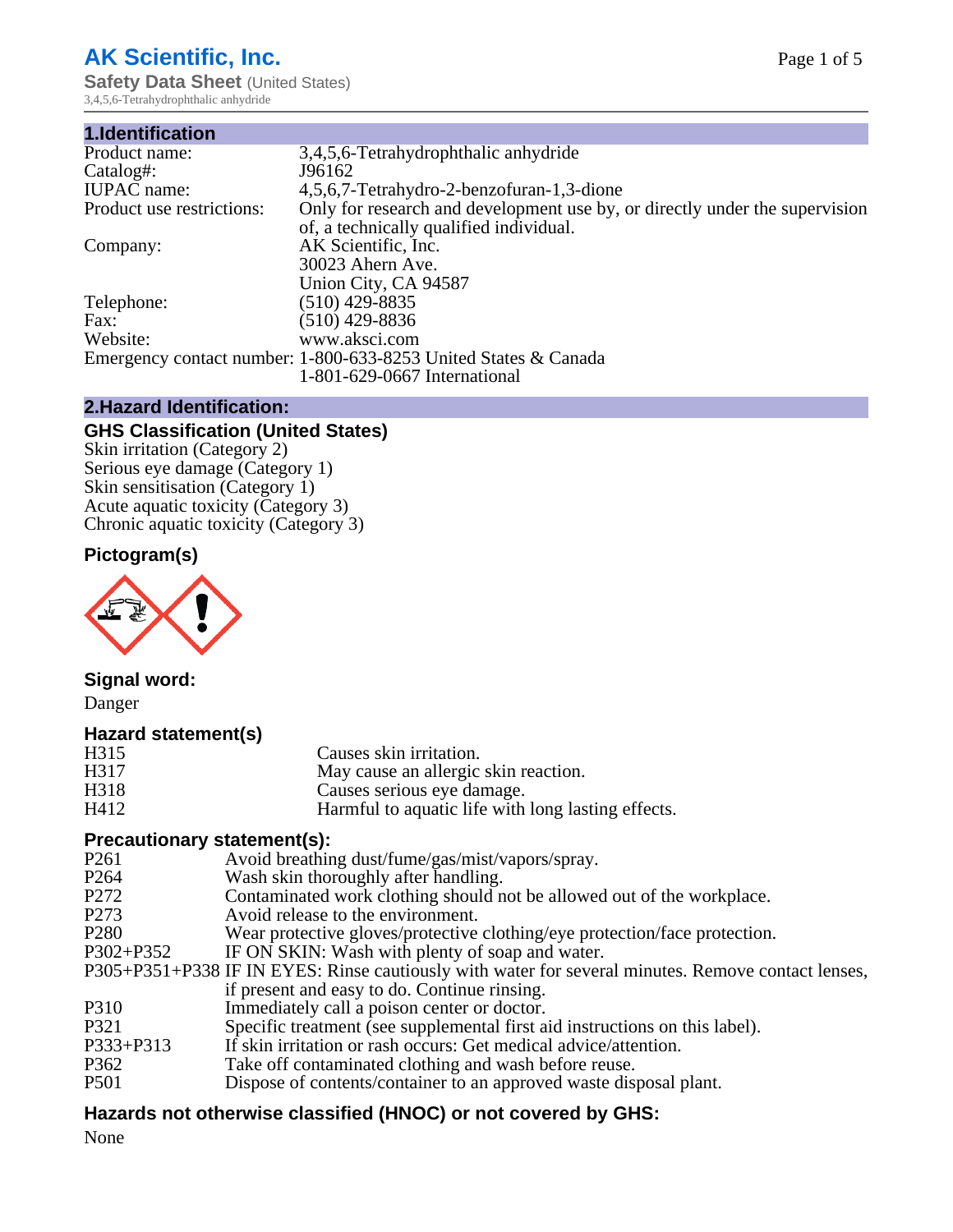# AK Scientific, Inc.

**Safety Data Sheet** (United States)

3,4,5,6-Tetrahydrophthalic anhydride

## 1.Identification

| | |
|---|---|
| Product name: | 3,4,5,6-Tetrahydrophthalic anhydride |
| Catalog#: | J96162 |
| IUPAC name: | 4,5,6,7-Tetrahydro-2-benzofuran-1,3-dione |
| Product use restrictions: | Only for research and development use by, or directly under the supervision of, a technically qualified individual. |
| Company: | AK Scientific, Inc.<br>30023 Ahern Ave.<br>Union City, CA 94587 |
| Telephone: | (510) 429-8835 |
| Fax: | (510) 429-8836 |
| Website: | www.aksci.com |
| Emergency contact number: | 1-800-633-8253 United States & Canada<br>1-801-629-0667 International |

## 2.Hazard Identification:

### GHS Classification (United States)

Skin irritation (Category 2)
Serious eye damage (Category 1)
Skin sensitisation (Category 1)
Acute aquatic toxicity (Category 3)
Chronic aquatic toxicity (Category 3)

### Pictogram(s)

### Signal word:

Danger

### Hazard statement(s)

| | |
|---|---|
| H315 | Causes skin irritation. |
| H317 | May cause an allergic skin reaction. |
| H318 | Causes serious eye damage. |
| H412 | Harmful to aquatic life with long lasting effects. |

### Precautionary statement(s):

| | |
|---|---|
| P261 | Avoid breathing dust/fume/gas/mist/vapors/spray. |
| P264 | Wash skin thoroughly after handling. |
| P272 | Contaminated work clothing should not be allowed out of the workplace. |
| P273 | Avoid release to the environment. |
| P280 | Wear protective gloves/protective clothing/eye protection/face protection. |
| P302+P352 | IF ON SKIN: Wash with plenty of soap and water. |
| P305+P351+P338 | IF IN EYES: Rinse cautiously with water for several minutes. Remove contact lenses, if present and easy to do. Continue rinsing. |
| P310 | Immediately call a poison center or doctor. |
| P321 | Specific treatment (see supplemental first aid instructions on this label). |
| P333+P313 | If skin irritation or rash occurs: Get medical advice/attention. |
| P362 | Take off contaminated clothing and wash before reuse. |
| P501 | Dispose of contents/container to an approved waste disposal plant. |

### Hazards not otherwise classified (HNOC) or not covered by GHS:

None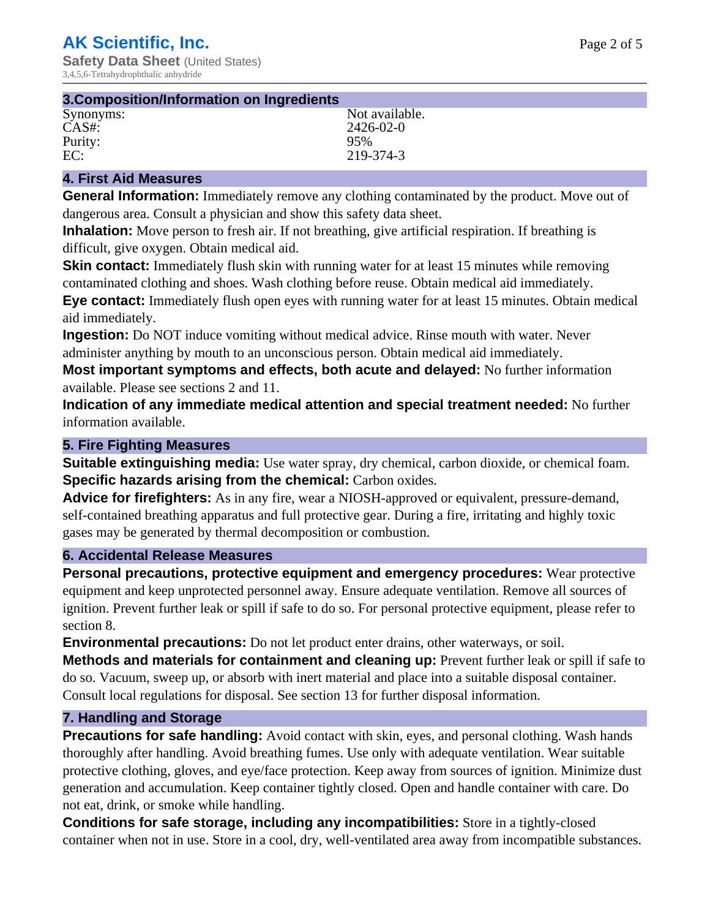## 3.Composition/Information on Ingredients

| | |
|---|---|
| Synonyms: | Not available. |
| CAS#: | 2426-02-0 |
| Purity: | 95% |
| EC: | 219-374-3 |

## 4. First Aid Measures

**General Information:** Immediately remove any clothing contaminated by the product. Move out of dangerous area. Consult a physician and show this safety data sheet.

**Inhalation:** Move person to fresh air. If not breathing, give artificial respiration. If breathing is difficult, give oxygen. Obtain medical aid.

**Skin contact:** Immediately flush skin with running water for at least 15 minutes while removing contaminated clothing and shoes. Wash clothing before reuse. Obtain medical aid immediately.

**Eye contact:** Immediately flush open eyes with running water for at least 15 minutes. Obtain medical aid immediately.

**Ingestion:** Do NOT induce vomiting without medical advice. Rinse mouth with water. Never administer anything by mouth to an unconscious person. Obtain medical aid immediately.

**Most important symptoms and effects, both acute and delayed:** No further information available. Please see sections 2 and 11.

**Indication of any immediate medical attention and special treatment needed:** No further information available.

## 5. Fire Fighting Measures

**Suitable extinguishing media:** Use water spray, dry chemical, carbon dioxide, or chemical foam.

**Specific hazards arising from the chemical:** Carbon oxides.

**Advice for firefighters:** As in any fire, wear a NIOSH-approved or equivalent, pressure-demand, self-contained breathing apparatus and full protective gear. During a fire, irritating and highly toxic gases may be generated by thermal decomposition or combustion.

## 6. Accidental Release Measures

**Personal precautions, protective equipment and emergency procedures:** Wear protective equipment and keep unprotected personnel away. Ensure adequate ventilation. Remove all sources of ignition. Prevent further leak or spill if safe to do so. For personal protective equipment, please refer to section 8.

**Environmental precautions:** Do not let product enter drains, other waterways, or soil.

**Methods and materials for containment and cleaning up:** Prevent further leak or spill if safe to do so. Vacuum, sweep up, or absorb with inert material and place into a suitable disposal container. Consult local regulations for disposal. See section 13 for further disposal information.

## 7. Handling and Storage

**Precautions for safe handling:** Avoid contact with skin, eyes, and personal clothing. Wash hands thoroughly after handling. Avoid breathing fumes. Use only with adequate ventilation. Wear suitable protective clothing, gloves, and eye/face protection. Keep away from sources of ignition. Minimize dust generation and accumulation. Keep container tightly closed. Open and handle container with care. Do not eat, drink, or smoke while handling.

**Conditions for safe storage, including any incompatibilities:** Store in a tightly-closed container when not in use. Store in a cool, dry, well-ventilated area away from incompatible substances.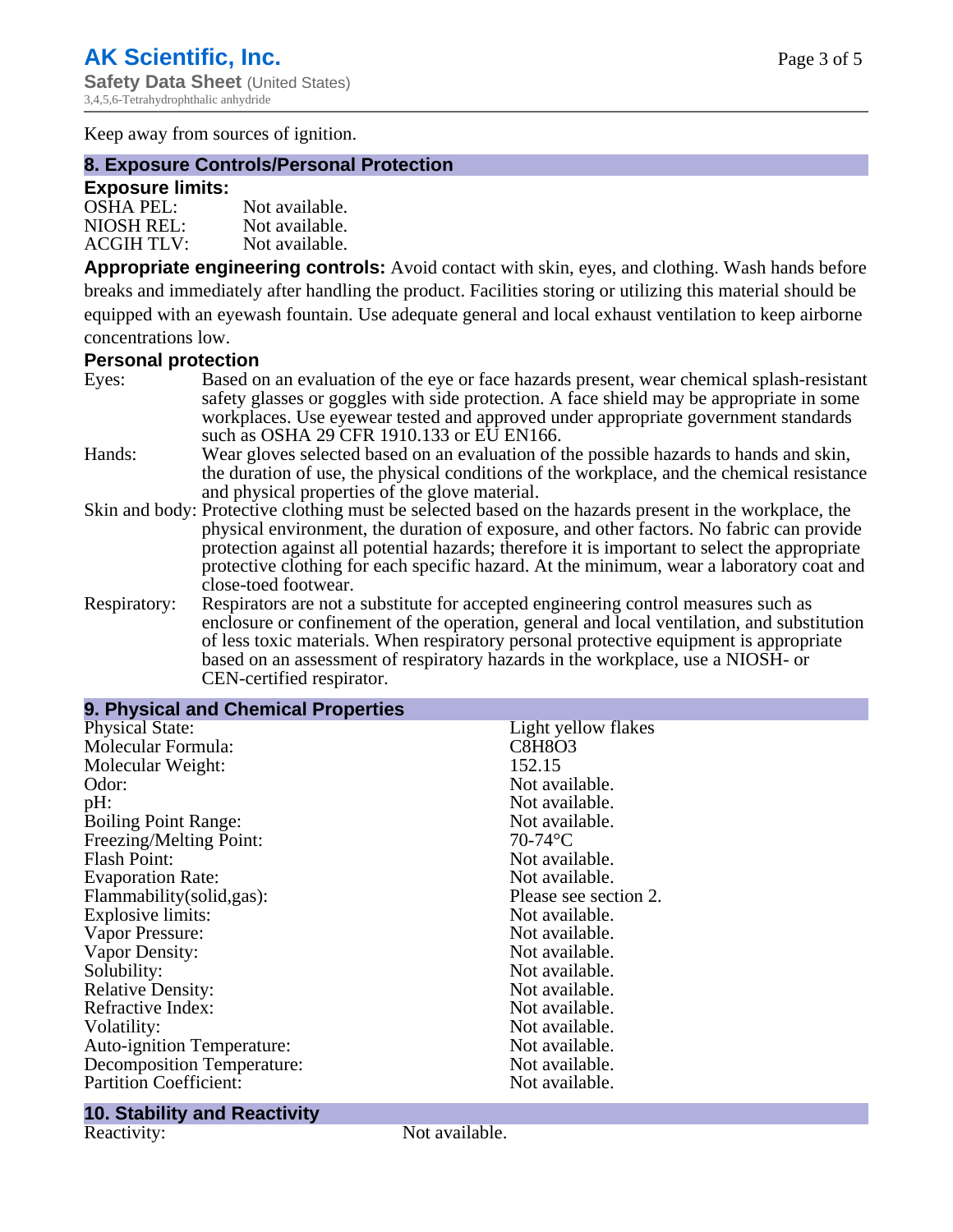Keep away from sources of ignition.

## 8. Exposure Controls/Personal Protection

### Exposure limits:

| | |
|---|---|
| OSHA PEL: | Not available. |
| NIOSH REL: | Not available. |
| ACGIH TLV: | Not available. |

**Appropriate engineering controls:** Avoid contact with skin, eyes, and clothing. Wash hands before breaks and immediately after handling the product. Facilities storing or utilizing this material should be equipped with an eyewash fountain. Use adequate general and local exhaust ventilation to keep airborne concentrations low.

### Personal protection

| | |
|---|---|
| Eyes: | Based on an evaluation of the eye or face hazards present, wear chemical splash-resistant safety glasses or goggles with side protection. A face shield may be appropriate in some workplaces. Use eyewear tested and approved under appropriate government standards such as OSHA 29 CFR 1910.133 or EU EN166. |
| Hands: | Wear gloves selected based on an evaluation of the possible hazards to hands and skin, the duration of use, the physical conditions of the workplace, and the chemical resistance and physical properties of the glove material. |
| Skin and body: | Protective clothing must be selected based on the hazards present in the workplace, the physical environment, the duration of exposure, and other factors. No fabric can provide protection against all potential hazards; therefore it is important to select the appropriate protective clothing for each specific hazard. At the minimum, wear a laboratory coat and close-toed footwear. |
| Respiratory: | Respirators are not a substitute for accepted engineering control measures such as enclosure or confinement of the operation, general and local ventilation, and substitution of less toxic materials. When respiratory personal protective equipment is appropriate based on an assessment of respiratory hazards in the workplace, use a NIOSH- or CEN-certified respirator. |

## 9. Physical and Chemical Properties

| | |
|---|---|
| Physical State: | Light yellow flakes |
| Molecular Formula: | C8H8O3 |
| Molecular Weight: | 152.15 |
| Odor: | Not available. |
| pH: | Not available. |
| Boiling Point Range: | Not available. |
| Freezing/Melting Point: | 70-74°C |
| Flash Point: | Not available. |
| Evaporation Rate: | Not available. |
| Flammability(solid,gas): | Please see section 2. |
| Explosive limits: | Not available. |
| Vapor Pressure: | Not available. |
| Vapor Density: | Not available. |
| Solubility: | Not available. |
| Relative Density: | Not available. |
| Refractive Index: | Not available. |
| Volatility: | Not available. |
| Auto-ignition Temperature: | Not available. |
| Decomposition Temperature: | Not available. |
| Partition Coefficient: | Not available. |

## 10. Stability and Reactivity

| | |
|---|---|
| Reactivity: | Not available. |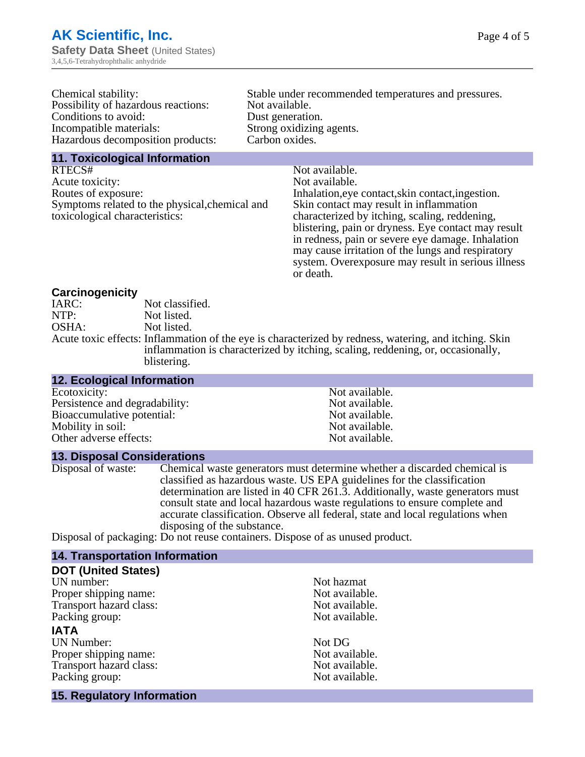| | |
|---|---|
| Chemical stability: | Stable under recommended temperatures and pressures. |
| Possibility of hazardous reactions: | Not available. |
| Conditions to avoid: | Dust generation. |
| Incompatible materials: | Strong oxidizing agents. |
| Hazardous decomposition products: | Carbon oxides. |

## 11. Toxicological Information

| | |
|---|---|
| RTECS# | Not available. |
| Acute toxicity: | Not available. |
| Routes of exposure: | Inhalation,eye contact,skin contact,ingestion. |
| Symptoms related to the physical,chemical and toxicological characteristics: | Skin contact may result in inflammation characterized by itching, scaling, reddening, blistering, pain or dryness. Eye contact may result in redness, pain or severe eye damage. Inhalation may cause irritation of the lungs and respiratory system. Overexposure may result in serious illness or death. |

### Carcinogenicity

| | |
|---|---|
| IARC: | Not classified. |
| NTP: | Not listed. |
| OSHA: | Not listed. |
| Acute toxic effects: | Inflammation of the eye is characterized by redness, watering, and itching. Skin inflammation is characterized by itching, scaling, reddening, or, occasionally, blistering. |

## 12. Ecological Information

| | |
|---|---|
| Ecotoxicity: | Not available. |
| Persistence and degradability: | Not available. |
| Bioaccumulative potential: | Not available. |
| Mobility in soil: | Not available. |
| Other adverse effects: | Not available. |

## 13. Disposal Considerations

| | |
|---|---|
| Disposal of waste: | Chemical waste generators must determine whether a discarded chemical is classified as hazardous waste. US EPA guidelines for the classification determination are listed in 40 CFR 261.3. Additionally, waste generators must consult state and local hazardous waste regulations to ensure complete and accurate classification. Observe all federal, state and local regulations when disposing of the substance. |
| Disposal of packaging: | Do not reuse containers. Dispose of as unused product. |

## 14. Transportation Information

### DOT (United States)

| | |
|---|---|
| UN number: | Not hazmat |
| Proper shipping name: | Not available. |
| Transport hazard class: | Not available. |
| Packing group: | Not available. |

### IATA

| | |
|---|---|
| UN Number: | Not DG |
| Proper shipping name: | Not available. |
| Transport hazard class: | Not available. |
| Packing group: | Not available. |

## 15. Regulatory Information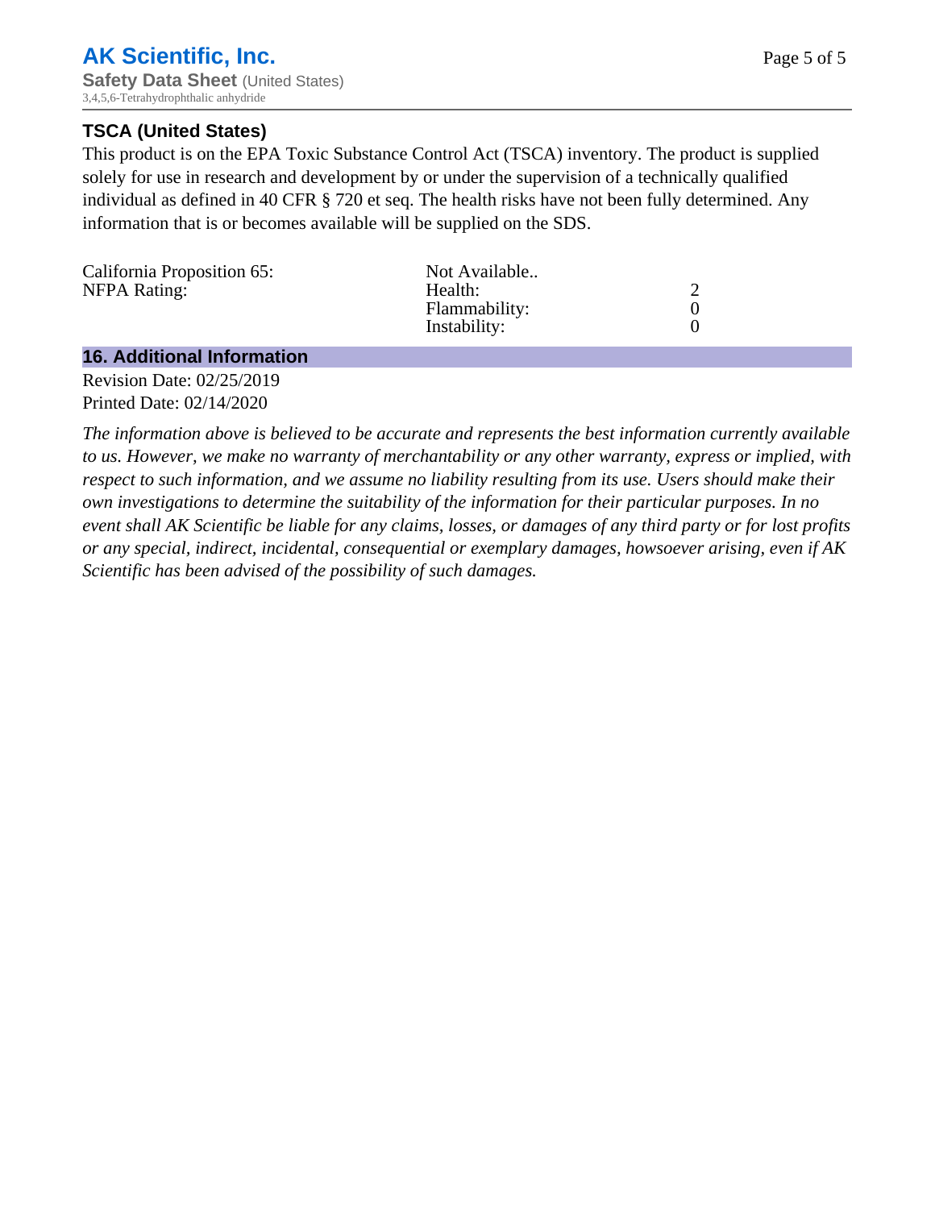### TSCA (United States)

This product is on the EPA Toxic Substance Control Act (TSCA) inventory. The product is supplied solely for use in research and development by or under the supervision of a technically qualified individual as defined in 40 CFR § 720 et seq. The health risks have not been fully determined. Any information that is or becomes available will be supplied on the SDS.

| | | |
|---|---|---|
| California Proposition 65: | Not Available.. | |
| NFPA Rating: | Health: | 2 |
| | Flammability: | 0 |
| | Instability: | 0 |

## 16. Additional Information

Revision Date: 02/25/2019
Printed Date: 02/14/2020

*The information above is believed to be accurate and represents the best information currently available to us. However, we make no warranty of merchantability or any other warranty, express or implied, with respect to such information, and we assume no liability resulting from its use. Users should make their own investigations to determine the suitability of the information for their particular purposes. In no event shall AK Scientific be liable for any claims, losses, or damages of any third party or for lost profits or any special, indirect, incidental, consequential or exemplary damages, howsoever arising, even if AK Scientific has been advised of the possibility of such damages.*